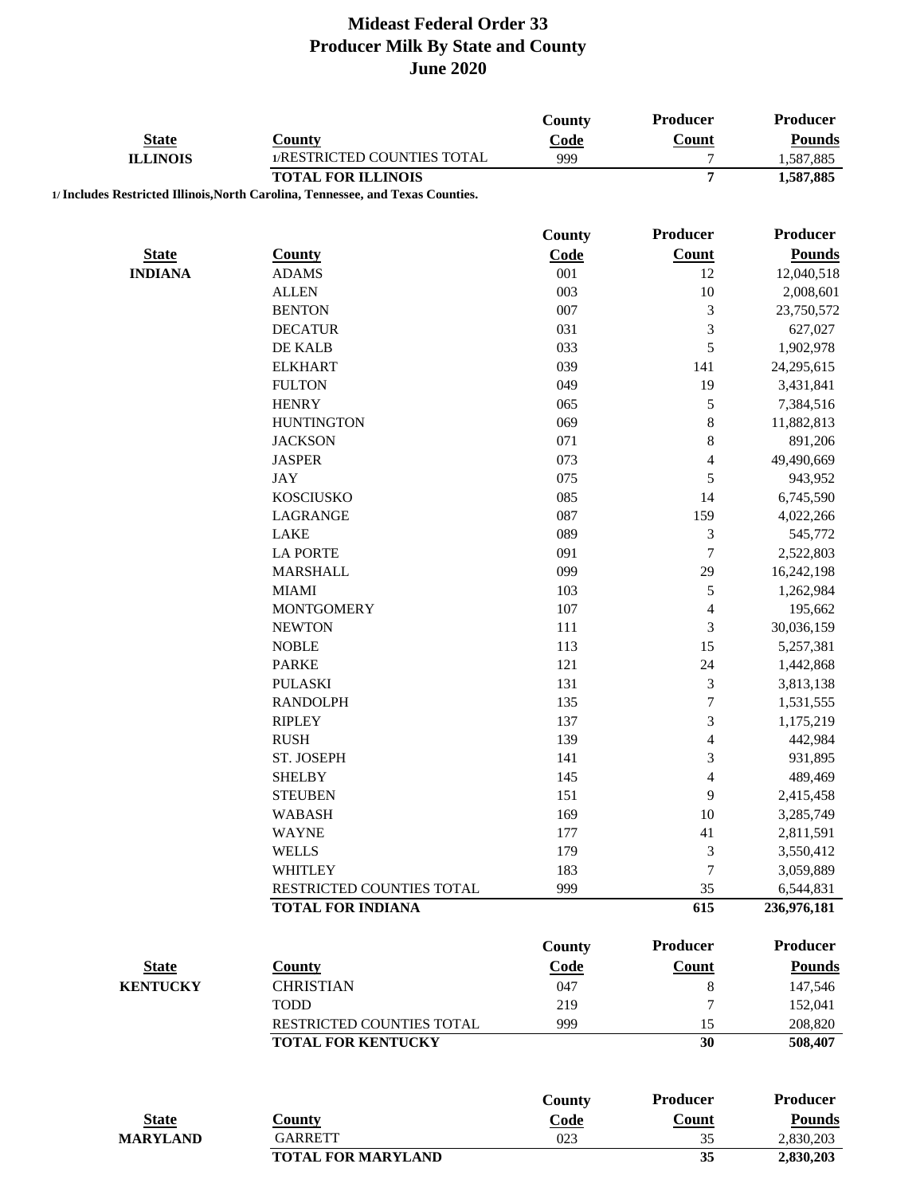# Mideast Federal Order 33
## Producer Milk By State and County
## June 2020

| State | County | County Code | Producer Count | Producer Pounds |
|---|---|---|---|---|
| **ILLINOIS** | 1/RESTRICTED COUNTIES TOTAL | 999 | 7 | 1,587,885 |
| | **TOTAL FOR ILLINOIS** | | **7** | **1,587,885** |

**1/ Includes Restricted Illinois,North Carolina, Tennessee, and Texas Counties.**

| State | County | County Code | Producer Count | Producer Pounds |
|---|---|---|---|---|
| **INDIANA** | ADAMS | 001 | 12 | 12,040,518 |
| | ALLEN | 003 | 10 | 2,008,601 |
| | BENTON | 007 | 3 | 23,750,572 |
| | DECATUR | 031 | 3 | 627,027 |
| | DE KALB | 033 | 5 | 1,902,978 |
| | ELKHART | 039 | 141 | 24,295,615 |
| | FULTON | 049 | 19 | 3,431,841 |
| | HENRY | 065 | 5 | 7,384,516 |
| | HUNTINGTON | 069 | 8 | 11,882,813 |
| | JACKSON | 071 | 8 | 891,206 |
| | JASPER | 073 | 4 | 49,490,669 |
| | JAY | 075 | 5 | 943,952 |
| | KOSCIUSKO | 085 | 14 | 6,745,590 |
| | LAGRANGE | 087 | 159 | 4,022,266 |
| | LAKE | 089 | 3 | 545,772 |
| | LA PORTE | 091 | 7 | 2,522,803 |
| | MARSHALL | 099 | 29 | 16,242,198 |
| | MIAMI | 103 | 5 | 1,262,984 |
| | MONTGOMERY | 107 | 4 | 195,662 |
| | NEWTON | 111 | 3 | 30,036,159 |
| | NOBLE | 113 | 15 | 5,257,381 |
| | PARKE | 121 | 24 | 1,442,868 |
| | PULASKI | 131 | 3 | 3,813,138 |
| | RANDOLPH | 135 | 7 | 1,531,555 |
| | RIPLEY | 137 | 3 | 1,175,219 |
| | RUSH | 139 | 4 | 442,984 |
| | ST. JOSEPH | 141 | 3 | 931,895 |
| | SHELBY | 145 | 4 | 489,469 |
| | STEUBEN | 151 | 9 | 2,415,458 |
| | WABASH | 169 | 10 | 3,285,749 |
| | WAYNE | 177 | 41 | 2,811,591 |
| | WELLS | 179 | 3 | 3,550,412 |
| | WHITLEY | 183 | 7 | 3,059,889 |
| | RESTRICTED COUNTIES TOTAL | 999 | 35 | 6,544,831 |
| | **TOTAL FOR INDIANA** | | **615** | **236,976,181** |

| State | County | County Code | Producer Count | Producer Pounds |
|---|---|---|---|---|
| **KENTUCKY** | CHRISTIAN | 047 | 8 | 147,546 |
| | TODD | 219 | 7 | 152,041 |
| | RESTRICTED COUNTIES TOTAL | 999 | 15 | 208,820 |
| | **TOTAL FOR KENTUCKY** | | **30** | **508,407** |

| State | County | County Code | Producer Count | Producer Pounds |
|---|---|---|---|---|
| **MARYLAND** | GARRETT | 023 | 35 | 2,830,203 |
| | **TOTAL FOR MARYLAND** | | **35** | **2,830,203** |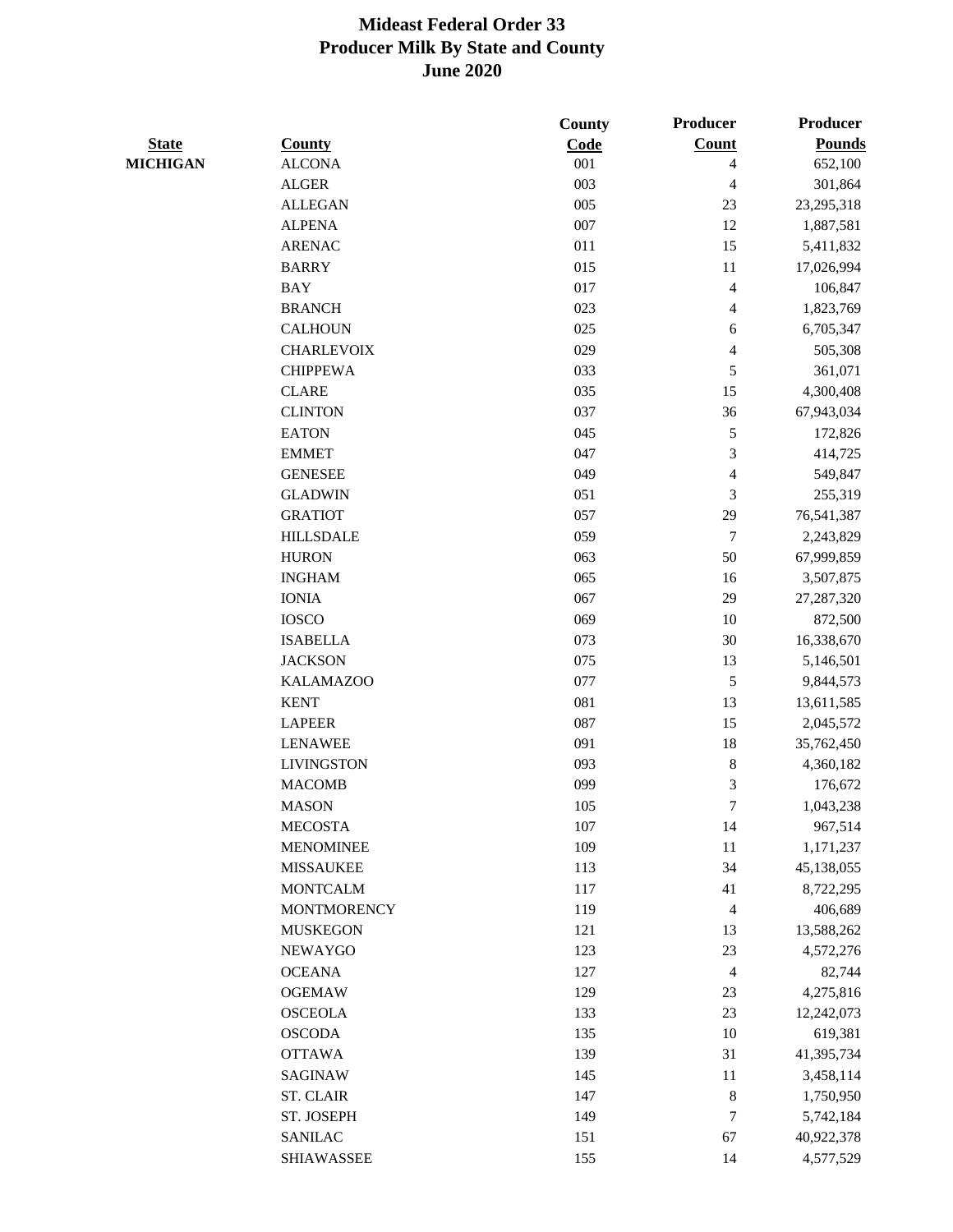# Mideast Federal Order 33
## Producer Milk By State and County
## June 2020

| State | County | County Code | Producer Count | Producer Pounds |
|---|---|---|---|---|
| MICHIGAN | ALCONA | 001 | 4 | 652,100 |
| | ALGER | 003 | 4 | 301,864 |
| | ALLEGAN | 005 | 23 | 23,295,318 |
| | ALPENA | 007 | 12 | 1,887,581 |
| | ARENAC | 011 | 15 | 5,411,832 |
| | BARRY | 015 | 11 | 17,026,994 |
| | BAY | 017 | 4 | 106,847 |
| | BRANCH | 023 | 4 | 1,823,769 |
| | CALHOUN | 025 | 6 | 6,705,347 |
| | CHARLEVOIX | 029 | 4 | 505,308 |
| | CHIPPEWA | 033 | 5 | 361,071 |
| | CLARE | 035 | 15 | 4,300,408 |
| | CLINTON | 037 | 36 | 67,943,034 |
| | EATON | 045 | 5 | 172,826 |
| | EMMET | 047 | 3 | 414,725 |
| | GENESEE | 049 | 4 | 549,847 |
| | GLADWIN | 051 | 3 | 255,319 |
| | GRATIOT | 057 | 29 | 76,541,387 |
| | HILLSDALE | 059 | 7 | 2,243,829 |
| | HURON | 063 | 50 | 67,999,859 |
| | INGHAM | 065 | 16 | 3,507,875 |
| | IONIA | 067 | 29 | 27,287,320 |
| | IOSCO | 069 | 10 | 872,500 |
| | ISABELLA | 073 | 30 | 16,338,670 |
| | JACKSON | 075 | 13 | 5,146,501 |
| | KALAMAZOO | 077 | 5 | 9,844,573 |
| | KENT | 081 | 13 | 13,611,585 |
| | LAPEER | 087 | 15 | 2,045,572 |
| | LENAWEE | 091 | 18 | 35,762,450 |
| | LIVINGSTON | 093 | 8 | 4,360,182 |
| | MACOMB | 099 | 3 | 176,672 |
| | MASON | 105 | 7 | 1,043,238 |
| | MECOSTA | 107 | 14 | 967,514 |
| | MENOMINEE | 109 | 11 | 1,171,237 |
| | MISSAUKEE | 113 | 34 | 45,138,055 |
| | MONTCALM | 117 | 41 | 8,722,295 |
| | MONTMORENCY | 119 | 4 | 406,689 |
| | MUSKEGON | 121 | 13 | 13,588,262 |
| | NEWAYGO | 123 | 23 | 4,572,276 |
| | OCEANA | 127 | 4 | 82,744 |
| | OGEMAW | 129 | 23 | 4,275,816 |
| | OSCEOLA | 133 | 23 | 12,242,073 |
| | OSCODA | 135 | 10 | 619,381 |
| | OTTAWA | 139 | 31 | 41,395,734 |
| | SAGINAW | 145 | 11 | 3,458,114 |
| | ST. CLAIR | 147 | 8 | 1,750,950 |
| | ST. JOSEPH | 149 | 7 | 5,742,184 |
| | SANILAC | 151 | 67 | 40,922,378 |
| | SHIAWASSEE | 155 | 14 | 4,577,529 |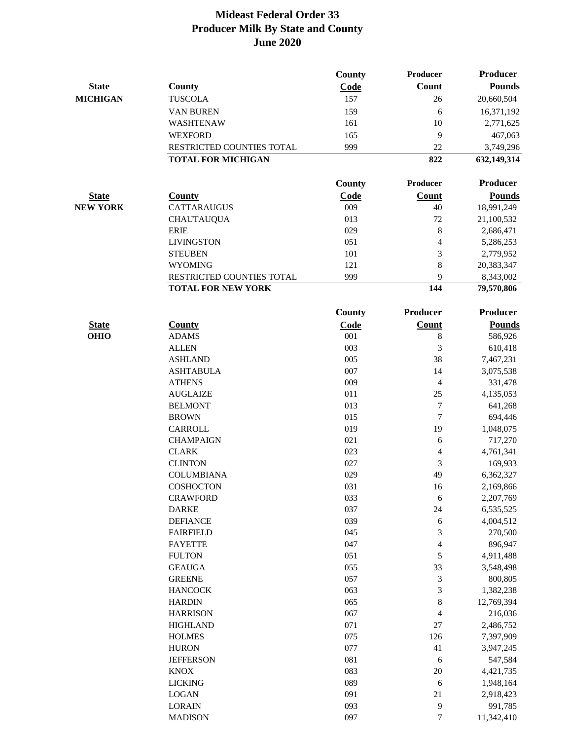# Mideast Federal Order 33
## Producer Milk By State and County
## June 2020

| State | County | County Code | Producer Count | Producer Pounds |
|---|---|---|---|---|
| MICHIGAN | TUSCOLA | 157 | 26 | 20,660,504 |
| | VAN BUREN | 159 | 6 | 16,371,192 |
| | WASHTENAW | 161 | 10 | 2,771,625 |
| | WEXFORD | 165 | 9 | 467,063 |
| | RESTRICTED COUNTIES TOTAL | 999 | 22 | 3,749,296 |
| | **TOTAL FOR MICHIGAN** | | **822** | **632,149,314** |

| State | County | County Code | Producer Count | Producer Pounds |
|---|---|---|---|---|
| NEW YORK | CATTARAUGUS | 009 | 40 | 18,991,249 |
| | CHAUTAUQUA | 013 | 72 | 21,100,532 |
| | ERIE | 029 | 8 | 2,686,471 |
| | LIVINGSTON | 051 | 4 | 5,286,253 |
| | STEUBEN | 101 | 3 | 2,779,952 |
| | WYOMING | 121 | 8 | 20,383,347 |
| | RESTRICTED COUNTIES TOTAL | 999 | 9 | 8,343,002 |
| | **TOTAL FOR NEW YORK** | | **144** | **79,570,806** |

| State | County | County Code | Producer Count | Producer Pounds |
|---|---|---|---|---|
| OHIO | ADAMS | 001 | 8 | 586,926 |
| | ALLEN | 003 | 3 | 610,418 |
| | ASHLAND | 005 | 38 | 7,467,231 |
| | ASHTABULA | 007 | 14 | 3,075,538 |
| | ATHENS | 009 | 4 | 331,478 |
| | AUGLAIZE | 011 | 25 | 4,135,053 |
| | BELMONT | 013 | 7 | 641,268 |
| | BROWN | 015 | 7 | 694,446 |
| | CARROLL | 019 | 19 | 1,048,075 |
| | CHAMPAIGN | 021 | 6 | 717,270 |
| | CLARK | 023 | 4 | 4,761,341 |
| | CLINTON | 027 | 3 | 169,933 |
| | COLUMBIANA | 029 | 49 | 6,362,327 |
| | COSHOCTON | 031 | 16 | 2,169,866 |
| | CRAWFORD | 033 | 6 | 2,207,769 |
| | DARKE | 037 | 24 | 6,535,525 |
| | DEFIANCE | 039 | 6 | 4,004,512 |
| | FAIRFIELD | 045 | 3 | 270,500 |
| | FAYETTE | 047 | 4 | 896,947 |
| | FULTON | 051 | 5 | 4,911,488 |
| | GEAUGA | 055 | 33 | 3,548,498 |
| | GREENE | 057 | 3 | 800,805 |
| | HANCOCK | 063 | 3 | 1,382,238 |
| | HARDIN | 065 | 8 | 12,769,394 |
| | HARRISON | 067 | 4 | 216,036 |
| | HIGHLAND | 071 | 27 | 2,486,752 |
| | HOLMES | 075 | 126 | 7,397,909 |
| | HURON | 077 | 41 | 3,947,245 |
| | JEFFERSON | 081 | 6 | 547,584 |
| | KNOX | 083 | 20 | 4,421,735 |
| | LICKING | 089 | 6 | 1,948,164 |
| | LOGAN | 091 | 21 | 2,918,423 |
| | LORAIN | 093 | 9 | 991,785 |
| | MADISON | 097 | 7 | 11,342,410 |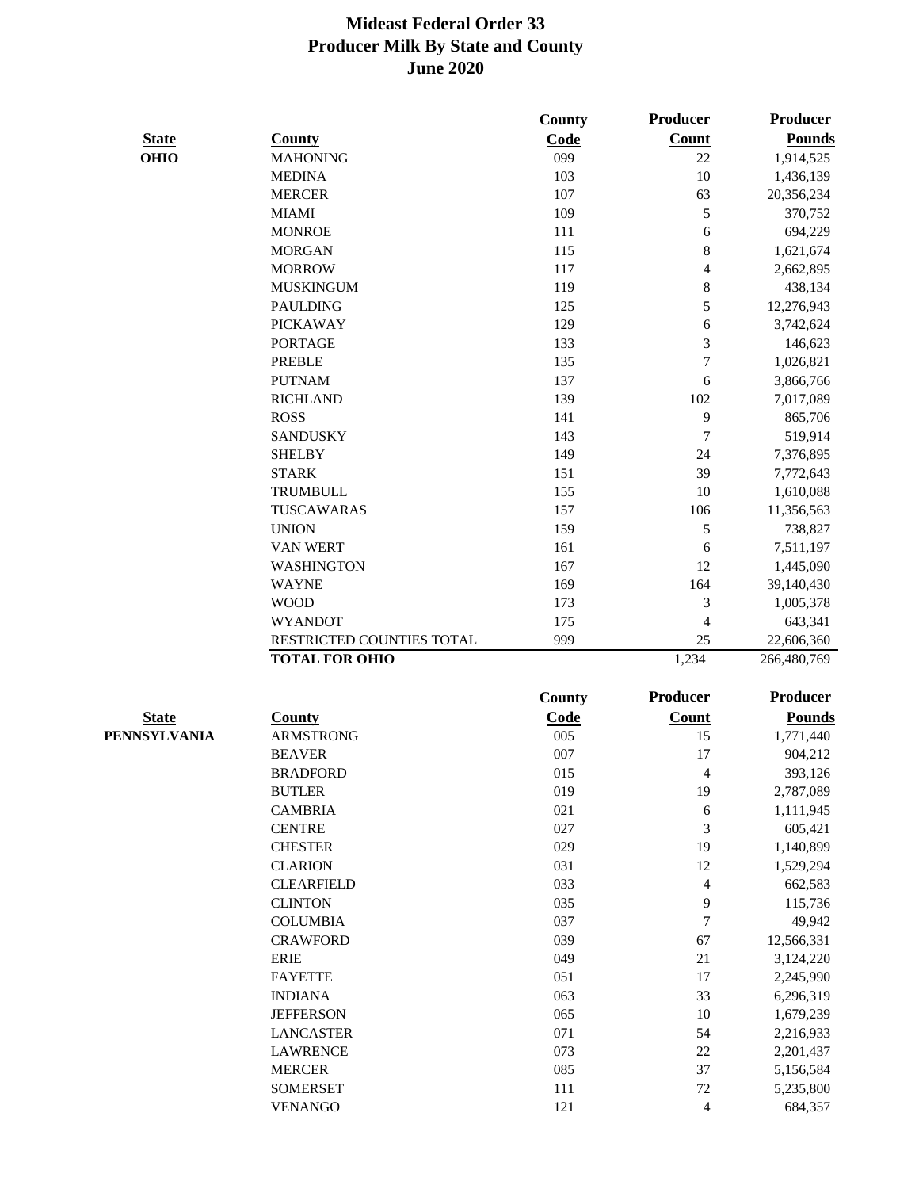# Mideast Federal Order 33
## Producer Milk By State and County
## June 2020

| State | County | County Code | Producer Count | Producer Pounds |
|---|---|---|---|---|
| OHIO | MAHONING | 099 | 22 | 1,914,525 |
| | MEDINA | 103 | 10 | 1,436,139 |
| | MERCER | 107 | 63 | 20,356,234 |
| | MIAMI | 109 | 5 | 370,752 |
| | MONROE | 111 | 6 | 694,229 |
| | MORGAN | 115 | 8 | 1,621,674 |
| | MORROW | 117 | 4 | 2,662,895 |
| | MUSKINGUM | 119 | 8 | 438,134 |
| | PAULDING | 125 | 5 | 12,276,943 |
| | PICKAWAY | 129 | 6 | 3,742,624 |
| | PORTAGE | 133 | 3 | 146,623 |
| | PREBLE | 135 | 7 | 1,026,821 |
| | PUTNAM | 137 | 6 | 3,866,766 |
| | RICHLAND | 139 | 102 | 7,017,089 |
| | ROSS | 141 | 9 | 865,706 |
| | SANDUSKY | 143 | 7 | 519,914 |
| | SHELBY | 149 | 24 | 7,376,895 |
| | STARK | 151 | 39 | 7,772,643 |
| | TRUMBULL | 155 | 10 | 1,610,088 |
| | TUSCAWARAS | 157 | 106 | 11,356,563 |
| | UNION | 159 | 5 | 738,827 |
| | VAN WERT | 161 | 6 | 7,511,197 |
| | WASHINGTON | 167 | 12 | 1,445,090 |
| | WAYNE | 169 | 164 | 39,140,430 |
| | WOOD | 173 | 3 | 1,005,378 |
| | WYANDOT | 175 | 4 | 643,341 |
| | RESTRICTED COUNTIES TOTAL | 999 | 25 | 22,606,360 |
| | **TOTAL FOR OHIO** | | 1,234 | 266,480,769 |

| State | County | County Code | Producer Count | Producer Pounds |
|---|---|---|---|---|
| PENNSYLVANIA | ARMSTRONG | 005 | 15 | 1,771,440 |
| | BEAVER | 007 | 17 | 904,212 |
| | BRADFORD | 015 | 4 | 393,126 |
| | BUTLER | 019 | 19 | 2,787,089 |
| | CAMBRIA | 021 | 6 | 1,111,945 |
| | CENTRE | 027 | 3 | 605,421 |
| | CHESTER | 029 | 19 | 1,140,899 |
| | CLARION | 031 | 12 | 1,529,294 |
| | CLEARFIELD | 033 | 4 | 662,583 |
| | CLINTON | 035 | 9 | 115,736 |
| | COLUMBIA | 037 | 7 | 49,942 |
| | CRAWFORD | 039 | 67 | 12,566,331 |
| | ERIE | 049 | 21 | 3,124,220 |
| | FAYETTE | 051 | 17 | 2,245,990 |
| | INDIANA | 063 | 33 | 6,296,319 |
| | JEFFERSON | 065 | 10 | 1,679,239 |
| | LANCASTER | 071 | 54 | 2,216,933 |
| | LAWRENCE | 073 | 22 | 2,201,437 |
| | MERCER | 085 | 37 | 5,156,584 |
| | SOMERSET | 111 | 72 | 5,235,800 |
| | VENANGO | 121 | 4 | 684,357 |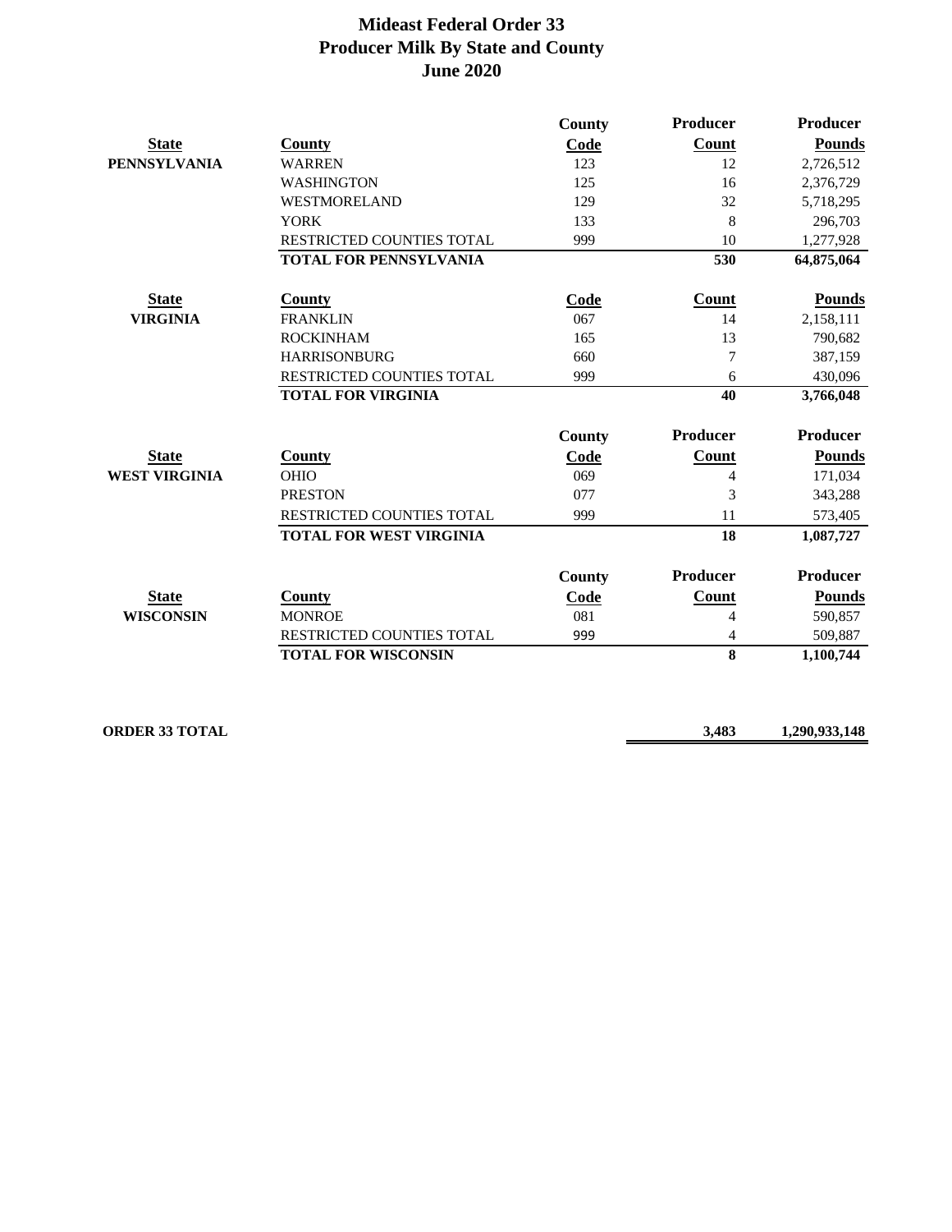# Mideast Federal Order 33
## Producer Milk By State and County
## June 2020

| State | County | County Code | Producer Count | Producer Pounds |
|---|---|---|---|---|
| PENNSYLVANIA | WARREN | 123 | 12 | 2,726,512 |
| | WASHINGTON | 125 | 16 | 2,376,729 |
| | WESTMORELAND | 129 | 32 | 5,718,295 |
| | YORK | 133 | 8 | 296,703 |
| | RESTRICTED COUNTIES TOTAL | 999 | 10 | 1,277,928 |
| | **TOTAL FOR PENNSYLVANIA** | | **530** | **64,875,064** |

| State | County | Code | Count | Pounds |
|---|---|---|---|---|
| VIRGINIA | FRANKLIN | 067 | 14 | 2,158,111 |
| | ROCKINHAM | 165 | 13 | 790,682 |
| | HARRISONBURG | 660 | 7 | 387,159 |
| | RESTRICTED COUNTIES TOTAL | 999 | 6 | 430,096 |
| | **TOTAL FOR VIRGINIA** | | **40** | **3,766,048** |

| State | County | County Code | Producer Count | Producer Pounds |
|---|---|---|---|---|
| WEST VIRGINIA | OHIO | 069 | 4 | 171,034 |
| | PRESTON | 077 | 3 | 343,288 |
| | RESTRICTED COUNTIES TOTAL | 999 | 11 | 573,405 |
| | **TOTAL FOR WEST VIRGINIA** | | **18** | **1,087,727** |

| State | County | County Code | Producer Count | Producer Pounds |
|---|---|---|---|---|
| WISCONSIN | MONROE | 081 | 4 | 590,857 |
| | RESTRICTED COUNTIES TOTAL | 999 | 4 | 509,887 |
| | **TOTAL FOR WISCONSIN** | | **8** | **1,100,744** |

| | | | | |
|---|---|---|---|---|
| **ORDER 33 TOTAL** | | | **3,483** | **1,290,933,148** |